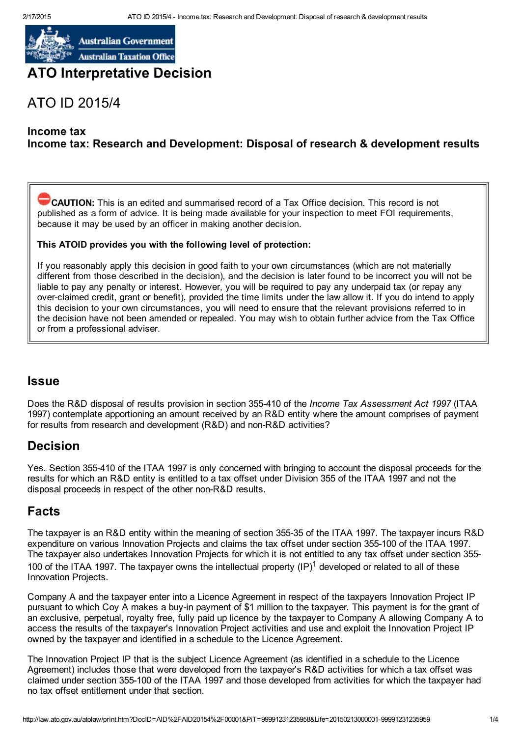# ATO Interpretative Decision

## ATO ID 2015/4

### Income tax
### Income tax: Research and Development: Disposal of research & development results

**CAUTION:** This is an edited and summarised record of a Tax Office decision. This record is not published as a form of advice. It is being made available for your inspection to meet FOI requirements, because it may be used by an officer in making another decision.

**This ATOID provides you with the following level of protection:**

If you reasonably apply this decision in good faith to your own circumstances (which are not materially different from those described in the decision), and the decision is later found to be incorrect you will not be liable to pay any penalty or interest. However, you will be required to pay any underpaid tax (or repay any over-claimed credit, grant or benefit), provided the time limits under the law allow it. If you do intend to apply this decision to your own circumstances, you will need to ensure that the relevant provisions referred to in the decision have not been amended or repealed. You may wish to obtain further advice from the Tax Office or from a professional adviser.

## Issue

Does the R&D disposal of results provision in section 355-410 of the *Income Tax Assessment Act 1997* (ITAA 1997) contemplate apportioning an amount received by an R&D entity where the amount comprises of payment for results from research and development (R&D) and non-R&D activities?

## Decision

Yes. Section 355-410 of the ITAA 1997 is only concerned with bringing to account the disposal proceeds for the results for which an R&D entity is entitled to a tax offset under Division 355 of the ITAA 1997 and not the disposal proceeds in respect of the other non-R&D results.

## Facts

The taxpayer is an R&D entity within the meaning of section 355-35 of the ITAA 1997. The taxpayer incurs R&D expenditure on various Innovation Projects and claims the tax offset under section 355-100 of the ITAA 1997. The taxpayer also undertakes Innovation Projects for which it is not entitled to any tax offset under section 355-100 of the ITAA 1997. The taxpayer owns the intellectual property (IP)[1] developed or related to all of these Innovation Projects.

Company A and the taxpayer enter into a Licence Agreement in respect of the taxpayers Innovation Project IP pursuant to which Coy A makes a buy-in payment of $1 million to the taxpayer. This payment is for the grant of an exclusive, perpetual, royalty free, fully paid up licence by the taxpayer to Company A allowing Company A to access the results of the taxpayer's Innovation Project activities and use and exploit the Innovation Project IP owned by the taxpayer and identified in a schedule to the Licence Agreement.

The Innovation Project IP that is the subject Licence Agreement (as identified in a schedule to the Licence Agreement) includes those that were developed from the taxpayer's R&D activities for which a tax offset was claimed under section 355-100 of the ITAA 1997 and those developed from activities for which the taxpayer had no tax offset entitlement under that section.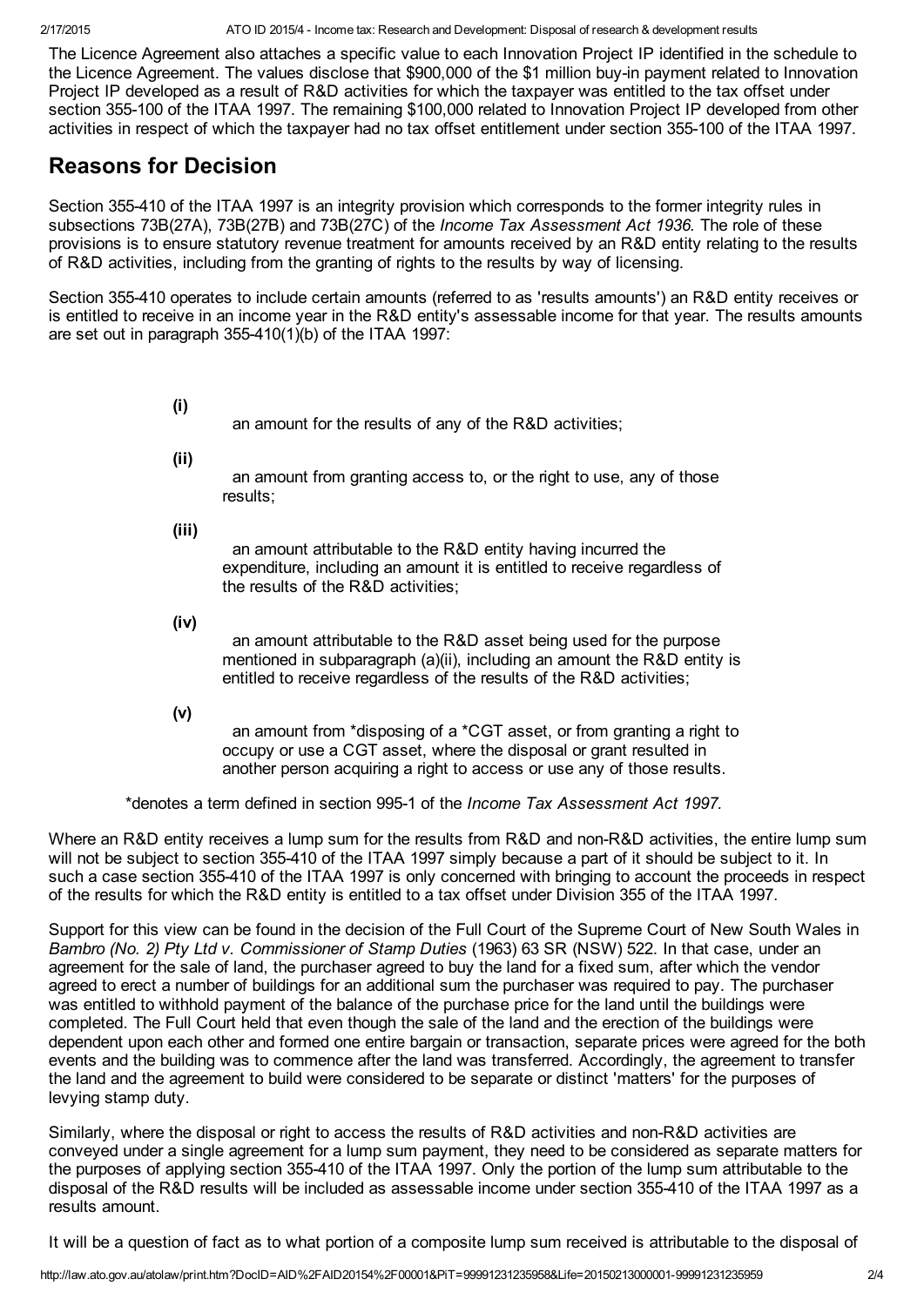The Licence Agreement also attaches a specific value to each Innovation Project IP identified in the schedule to the Licence Agreement. The values disclose that $900,000 of the $1 million buy-in payment related to Innovation Project IP developed as a result of R&D activities for which the taxpayer was entitled to the tax offset under section 355-100 of the ITAA 1997. The remaining $100,000 related to Innovation Project IP developed from other activities in respect of which the taxpayer had no tax offset entitlement under section 355-100 of the ITAA 1997.

## Reasons for Decision

Section 355-410 of the ITAA 1997 is an integrity provision which corresponds to the former integrity rules in subsections 73B(27A), 73B(27B) and 73B(27C) of the *Income Tax Assessment Act 1936.* The role of these provisions is to ensure statutory revenue treatment for amounts received by an R&D entity relating to the results of R&D activities, including from the granting of rights to the results by way of licensing.

Section 355-410 operates to include certain amounts (referred to as 'results amounts') an R&D entity receives or is entitled to receive in an income year in the R&D entity's assessable income for that year. The results amounts are set out in paragraph 355-410(1)(b) of the ITAA 1997:

> **(i)** an amount for the results of any of the R&D activities;
>
> **(ii)** an amount from granting access to, or the right to use, any of those results;
>
> **(iii)** an amount attributable to the R&D entity having incurred the expenditure, including an amount it is entitled to receive regardless of the results of the R&D activities;
>
> **(iv)** an amount attributable to the R&D asset being used for the purpose mentioned in subparagraph (a)(ii), including an amount the R&D entity is entitled to receive regardless of the results of the R&D activities;
>
> **(v)** an amount from *disposing of a *CGT asset, or from granting a right to occupy or use a CGT asset, where the disposal or grant resulted in another person acquiring a right to access or use any of those results.

*denotes a term defined in section 995-1 of the *Income Tax Assessment Act 1997.*

Where an R&D entity receives a lump sum for the results from R&D and non-R&D activities, the entire lump sum will not be subject to section 355-410 of the ITAA 1997 simply because a part of it should be subject to it. In such a case section 355-410 of the ITAA 1997 is only concerned with bringing to account the proceeds in respect of the results for which the R&D entity is entitled to a tax offset under Division 355 of the ITAA 1997.

Support for this view can be found in the decision of the Full Court of the Supreme Court of New South Wales in *Bambro (No. 2) Pty Ltd v. Commissioner of Stamp Duties* (1963) 63 SR (NSW) 522. In that case, under an agreement for the sale of land, the purchaser agreed to buy the land for a fixed sum, after which the vendor agreed to erect a number of buildings for an additional sum the purchaser was required to pay. The purchaser was entitled to withhold payment of the balance of the purchase price for the land until the buildings were completed. The Full Court held that even though the sale of the land and the erection of the buildings were dependent upon each other and formed one entire bargain or transaction, separate prices were agreed for the both events and the building was to commence after the land was transferred. Accordingly, the agreement to transfer the land and the agreement to build were considered to be separate or distinct 'matters' for the purposes of levying stamp duty.

Similarly, where the disposal or right to access the results of R&D activities and non-R&D activities are conveyed under a single agreement for a lump sum payment, they need to be considered as separate matters for the purposes of applying section 355-410 of the ITAA 1997. Only the portion of the lump sum attributable to the disposal of the R&D results will be included as assessable income under section 355-410 of the ITAA 1997 as a results amount.

It will be a question of fact as to what portion of a composite lump sum received is attributable to the disposal of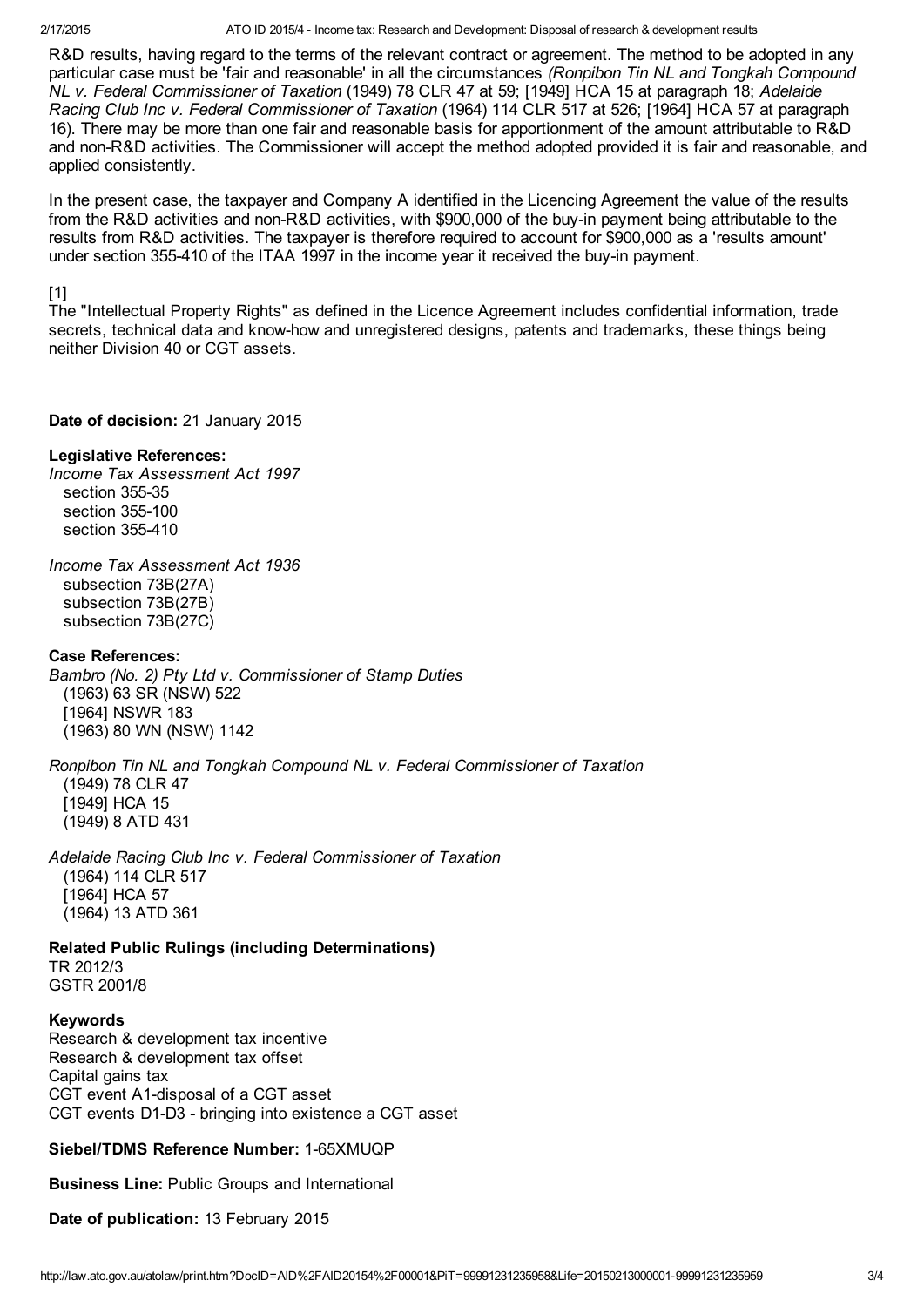R&D results, having regard to the terms of the relevant contract or agreement. The method to be adopted in any particular case must be 'fair and reasonable' in all the circumstances *(Ronpibon Tin NL and Tongkah Compound NL v. Federal Commissioner of Taxation* (1949) 78 CLR 47 at 59; [1949] HCA 15 at paragraph 18; *Adelaide Racing Club Inc v. Federal Commissioner of Taxation* (1964) 114 CLR 517 at 526; [1964] HCA 57 at paragraph 16). There may be more than one fair and reasonable basis for apportionment of the amount attributable to R&D and non-R&D activities. The Commissioner will accept the method adopted provided it is fair and reasonable, and applied consistently.

In the present case, the taxpayer and Company A identified in the Licencing Agreement the value of the results from the R&D activities and non-R&D activities, with $900,000 of the buy-in payment being attributable to the results from R&D activities. The taxpayer is therefore required to account for $900,000 as a 'results amount' under section 355-410 of the ITAA 1997 in the income year it received the buy-in payment.

[1]
The "Intellectual Property Rights" as defined in the Licence Agreement includes confidential information, trade secrets, technical data and know-how and unregistered designs, patents and trademarks, these things being neither Division 40 or CGT assets.

**Date of decision:** 21 January 2015

**Legislative References:**
*Income Tax Assessment Act 1997*
section 355-35
section 355-100
section 355-410

*Income Tax Assessment Act 1936*
subsection 73B(27A)
subsection 73B(27B)
subsection 73B(27C)

**Case References:**
*Bambro (No. 2) Pty Ltd v. Commissioner of Stamp Duties*
(1963) 63 SR (NSW) 522
[1964] NSWR 183
(1963) 80 WN (NSW) 1142

*Ronpibon Tin NL and Tongkah Compound NL v. Federal Commissioner of Taxation*
(1949) 78 CLR 47
[1949] HCA 15
(1949) 8 ATD 431

*Adelaide Racing Club Inc v. Federal Commissioner of Taxation*
(1964) 114 CLR 517
[1964] HCA 57
(1964) 13 ATD 361

**Related Public Rulings (including Determinations)**
TR 2012/3
GSTR 2001/8

**Keywords**
Research & development tax incentive
Research & development tax offset
Capital gains tax
CGT event A1-disposal of a CGT asset
CGT events D1-D3 - bringing into existence a CGT asset

**Siebel/TDMS Reference Number:** 1-65XMUQP

**Business Line:** Public Groups and International

**Date of publication:** 13 February 2015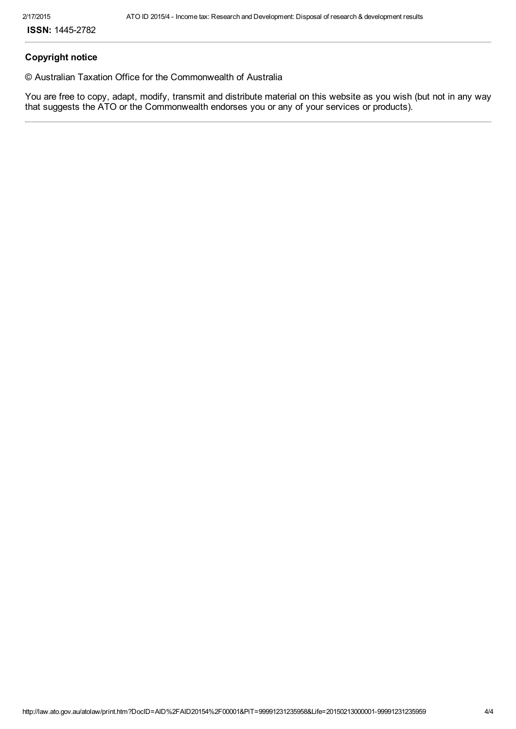**ISSN:** 1445-2782

---

**Copyright notice**

© Australian Taxation Office for the Commonwealth of Australia

You are free to copy, adapt, modify, transmit and distribute material on this website as you wish (but not in any way that suggests the ATO or the Commonwealth endorses you or any of your services or products).

---